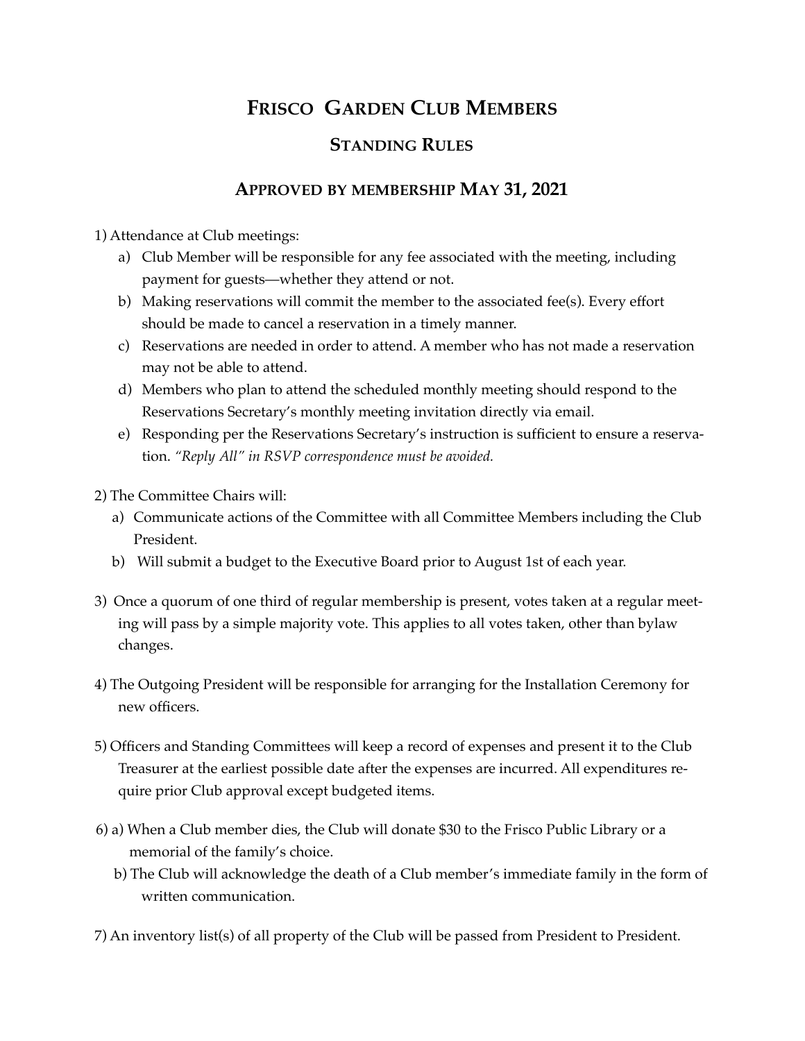# Frisco Garden Club Members

## Standing Rules

## Approved by membership May 31, 2021

1) Attendance at Club meetings:
   - a) Club Member will be responsible for any fee associated with the meeting, including payment for guests—whether they attend or not.
   - b) Making reservations will commit the member to the associated fee(s). Every effort should be made to cancel a reservation in a timely manner.
   - c) Reservations are needed in order to attend. A member who has not made a reservation may not be able to attend.
   - d) Members who plan to attend the scheduled monthly meeting should respond to the Reservations Secretary's monthly meeting invitation directly via email.
   - e) Responding per the Reservations Secretary's instruction is sufficient to ensure a reservation. *"Reply All" in RSVP correspondence must be avoided.*

2) The Committee Chairs will:
   - a) Communicate actions of the Committee with all Committee Members including the Club President.
   - b) Will submit a budget to the Executive Board prior to August 1st of each year.

3) Once a quorum of one third of regular membership is present, votes taken at a regular meeting will pass by a simple majority vote. This applies to all votes taken, other than bylaw changes.

4) The Outgoing President will be responsible for arranging for the Installation Ceremony for new officers.

5) Officers and Standing Committees will keep a record of expenses and present it to the Club Treasurer at the earliest possible date after the expenses are incurred. All expenditures require prior Club approval except budgeted items.

6) a) When a Club member dies, the Club will donate $30 to the Frisco Public Library or a memorial of the family's choice.
   b) The Club will acknowledge the death of a Club member's immediate family in the form of written communication.

7) An inventory list(s) of all property of the Club will be passed from President to President.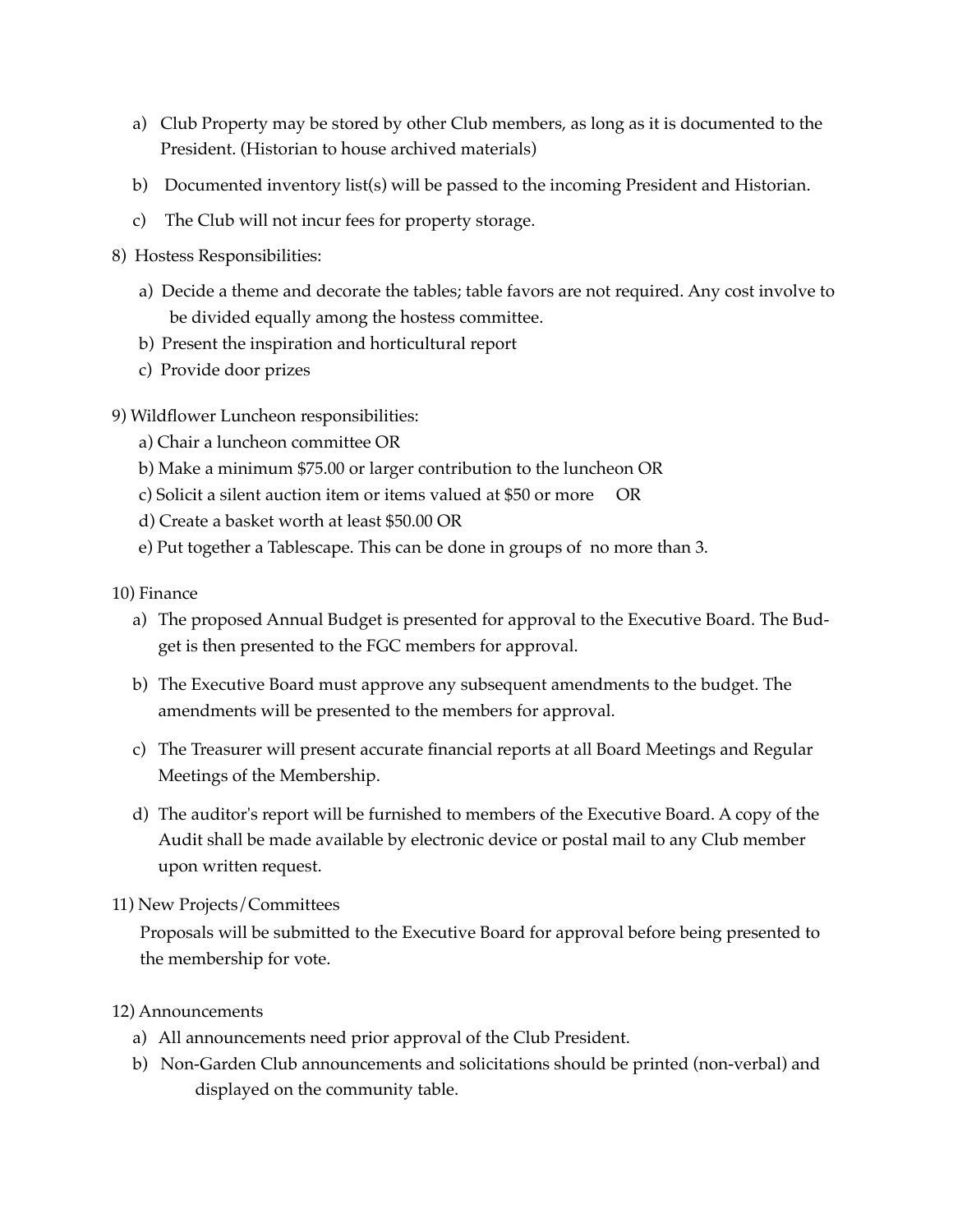a) Club Property may be stored by other Club members, as long as it is documented to the President. (Historian to house archived materials)

b) Documented inventory list(s) will be passed to the incoming President and Historian.

c) The Club will not incur fees for property storage.

8) Hostess Responsibilities:

a) Decide a theme and decorate the tables; table favors are not required. Any cost involve to be divided equally among the hostess committee.

b) Present the inspiration and horticultural report

c) Provide door prizes

9) Wildflower Luncheon responsibilities:

a) Chair a luncheon committee OR

b) Make a minimum $75.00 or larger contribution to the luncheon OR

c) Solicit a silent auction item or items valued at $50 or more OR

d) Create a basket worth at least $50.00 OR

e) Put together a Tablescape. This can be done in groups of no more than 3.

10) Finance

a) The proposed Annual Budget is presented for approval to the Executive Board. The Budget is then presented to the FGC members for approval.

b) The Executive Board must approve any subsequent amendments to the budget. The amendments will be presented to the members for approval.

c) The Treasurer will present accurate financial reports at all Board Meetings and Regular Meetings of the Membership.

d) The auditor's report will be furnished to members of the Executive Board. A copy of the Audit shall be made available by electronic device or postal mail to any Club member upon written request.

11) New Projects/Committees

Proposals will be submitted to the Executive Board for approval before being presented to the membership for vote.

12) Announcements

a) All announcements need prior approval of the Club President.

b) Non-Garden Club announcements and solicitations should be printed (non-verbal) and displayed on the community table.